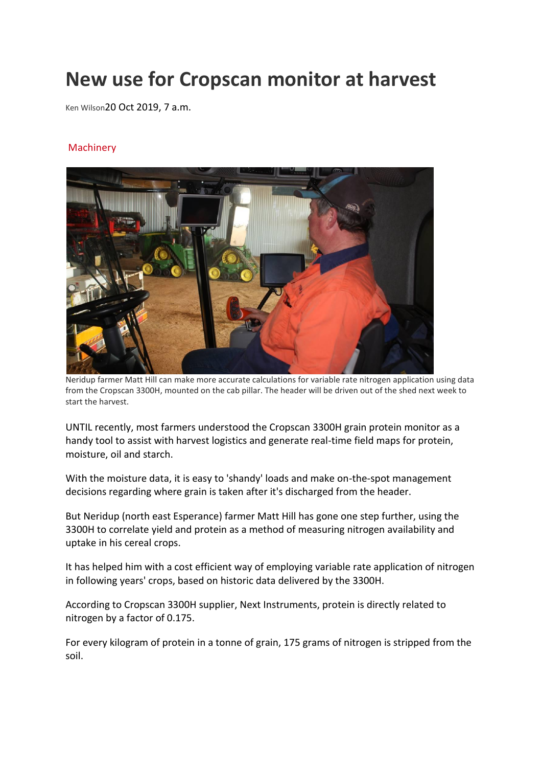# New use for Cropscan monitor at harvest

Ken Wilson 20 Oct 2019, 7 a.m.

Machinery

Neridup farmer Matt Hill can make more accurate calculations for variable rate nitrogen application using data from the Cropscan 3300H, mounted on the cab pillar. The header will be driven out of the shed next week to start the harvest.

UNTIL recently, most farmers understood the Cropscan 3300H grain protein monitor as a handy tool to assist with harvest logistics and generate real-time field maps for protein, moisture, oil and starch.

With the moisture data, it is easy to 'shandy' loads and make on-the-spot management decisions regarding where grain is taken after it's discharged from the header.

But Neridup (north east Esperance) farmer Matt Hill has gone one step further, using the 3300H to correlate yield and protein as a method of measuring nitrogen availability and uptake in his cereal crops.

It has helped him with a cost efficient way of employing variable rate application of nitrogen in following years' crops, based on historic data delivered by the 3300H.

According to Cropscan 3300H supplier, Next Instruments, protein is directly related to nitrogen by a factor of 0.175.

For every kilogram of protein in a tonne of grain, 175 grams of nitrogen is stripped from the soil.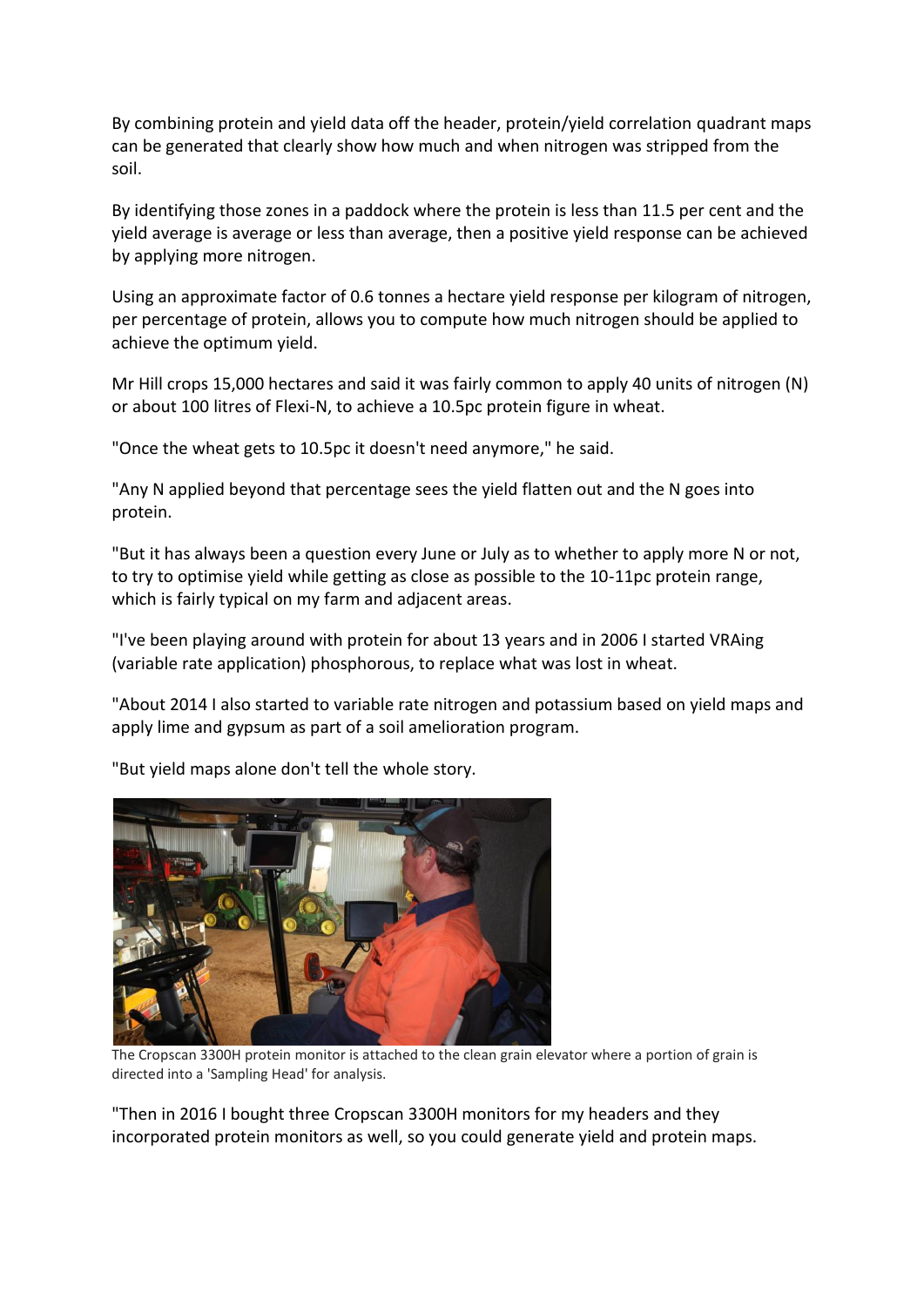By combining protein and yield data off the header, protein/yield correlation quadrant maps can be generated that clearly show how much and when nitrogen was stripped from the soil.

By identifying those zones in a paddock where the protein is less than 11.5 per cent and the yield average is average or less than average, then a positive yield response can be achieved by applying more nitrogen.

Using an approximate factor of 0.6 tonnes a hectare yield response per kilogram of nitrogen, per percentage of protein, allows you to compute how much nitrogen should be applied to achieve the optimum yield.

Mr Hill crops 15,000 hectares and said it was fairly common to apply 40 units of nitrogen (N) or about 100 litres of Flexi-N, to achieve a 10.5pc protein figure in wheat.

"Once the wheat gets to 10.5pc it doesn't need anymore," he said.

"Any N applied beyond that percentage sees the yield flatten out and the N goes into protein.

"But it has always been a question every June or July as to whether to apply more N or not, to try to optimise yield while getting as close as possible to the 10-11pc protein range, which is fairly typical on my farm and adjacent areas.

"I've been playing around with protein for about 13 years and in 2006 I started VRAing (variable rate application) phosphorous, to replace what was lost in wheat.

"About 2014 I also started to variable rate nitrogen and potassium based on yield maps and apply lime and gypsum as part of a soil amelioration program.

"But yield maps alone don't tell the whole story.

The Cropscan 3300H protein monitor is attached to the clean grain elevator where a portion of grain is directed into a 'Sampling Head' for analysis.

"Then in 2016 I bought three Cropscan 3300H monitors for my headers and they incorporated protein monitors as well, so you could generate yield and protein maps.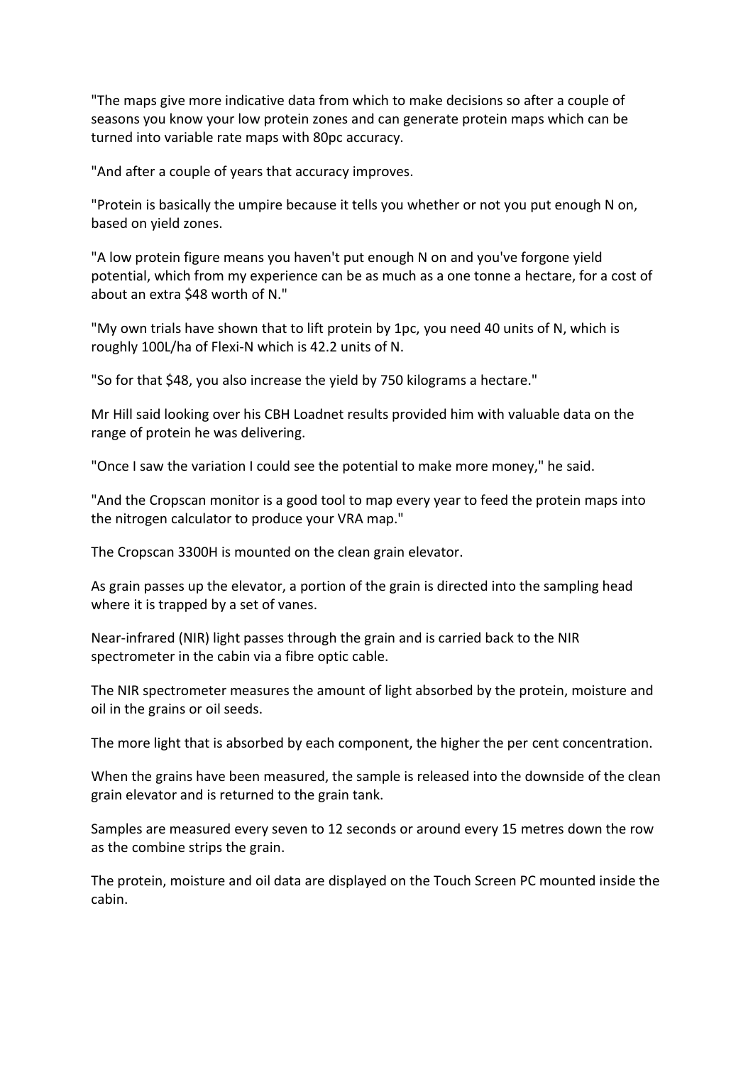"The maps give more indicative data from which to make decisions so after a couple of seasons you know your low protein zones and can generate protein maps which can be turned into variable rate maps with 80pc accuracy.

"And after a couple of years that accuracy improves.

"Protein is basically the umpire because it tells you whether or not you put enough N on, based on yield zones.

"A low protein figure means you haven't put enough N on and you've forgone yield potential, which from my experience can be as much as a one tonne a hectare, for a cost of about an extra $48 worth of N."

"My own trials have shown that to lift protein by 1pc, you need 40 units of N, which is roughly 100L/ha of Flexi-N which is 42.2 units of N.

"So for that $48, you also increase the yield by 750 kilograms a hectare."

Mr Hill said looking over his CBH Loadnet results provided him with valuable data on the range of protein he was delivering.

"Once I saw the variation I could see the potential to make more money," he said.

"And the Cropscan monitor is a good tool to map every year to feed the protein maps into the nitrogen calculator to produce your VRA map."

The Cropscan 3300H is mounted on the clean grain elevator.

As grain passes up the elevator, a portion of the grain is directed into the sampling head where it is trapped by a set of vanes.

Near-infrared (NIR) light passes through the grain and is carried back to the NIR spectrometer in the cabin via a fibre optic cable.

The NIR spectrometer measures the amount of light absorbed by the protein, moisture and oil in the grains or oil seeds.

The more light that is absorbed by each component, the higher the per cent concentration.

When the grains have been measured, the sample is released into the downside of the clean grain elevator and is returned to the grain tank.

Samples are measured every seven to 12 seconds or around every 15 metres down the row as the combine strips the grain.

The protein, moisture and oil data are displayed on the Touch Screen PC mounted inside the cabin.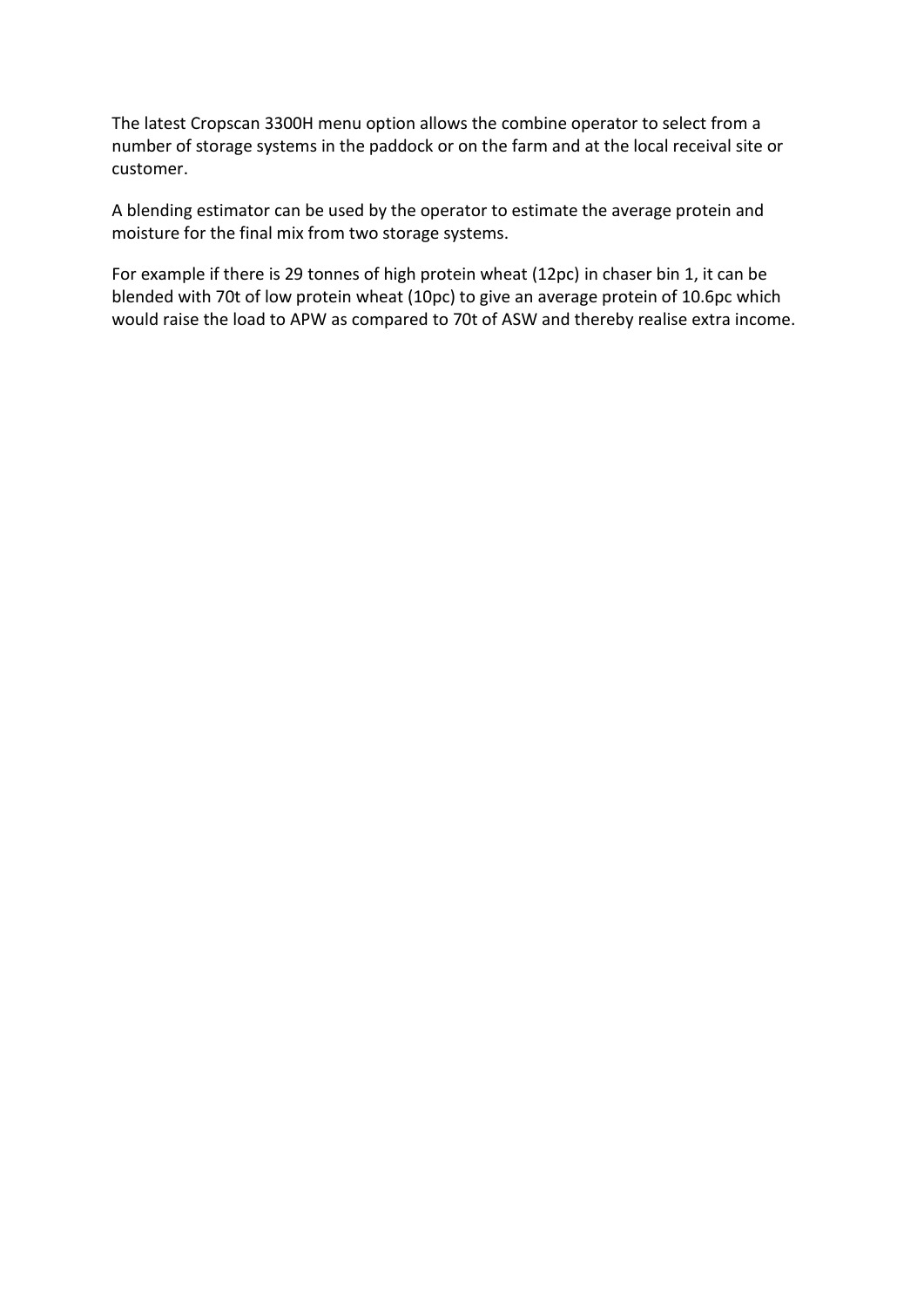The latest Cropscan 3300H menu option allows the combine operator to select from a number of storage systems in the paddock or on the farm and at the local receival site or customer.

A blending estimator can be used by the operator to estimate the average protein and moisture for the final mix from two storage systems.

For example if there is 29 tonnes of high protein wheat (12pc) in chaser bin 1, it can be blended with 70t of low protein wheat (10pc) to give an average protein of 10.6pc which would raise the load to APW as compared to 70t of ASW and thereby realise extra income.